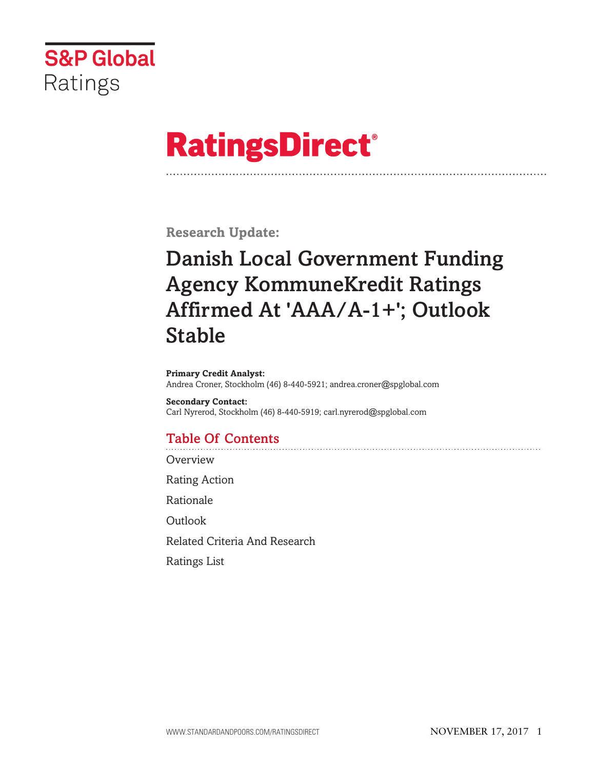S&P Global Ratings

# RatingsDirect®

**Research Update:**

# Danish Local Government Funding Agency KommuneKredit Ratings Affirmed At 'AAA/A-1+'; Outlook Stable

**Primary Credit Analyst:**
Andrea Croner, Stockholm (46) 8-440-5921; andrea.croner@spglobal.com

**Secondary Contact:**
Carl Nyrerod, Stockholm (46) 8-440-5919; carl.nyrerod@spglobal.com

## Table Of Contents

Overview

Rating Action

Rationale

Outlook

Related Criteria And Research

Ratings List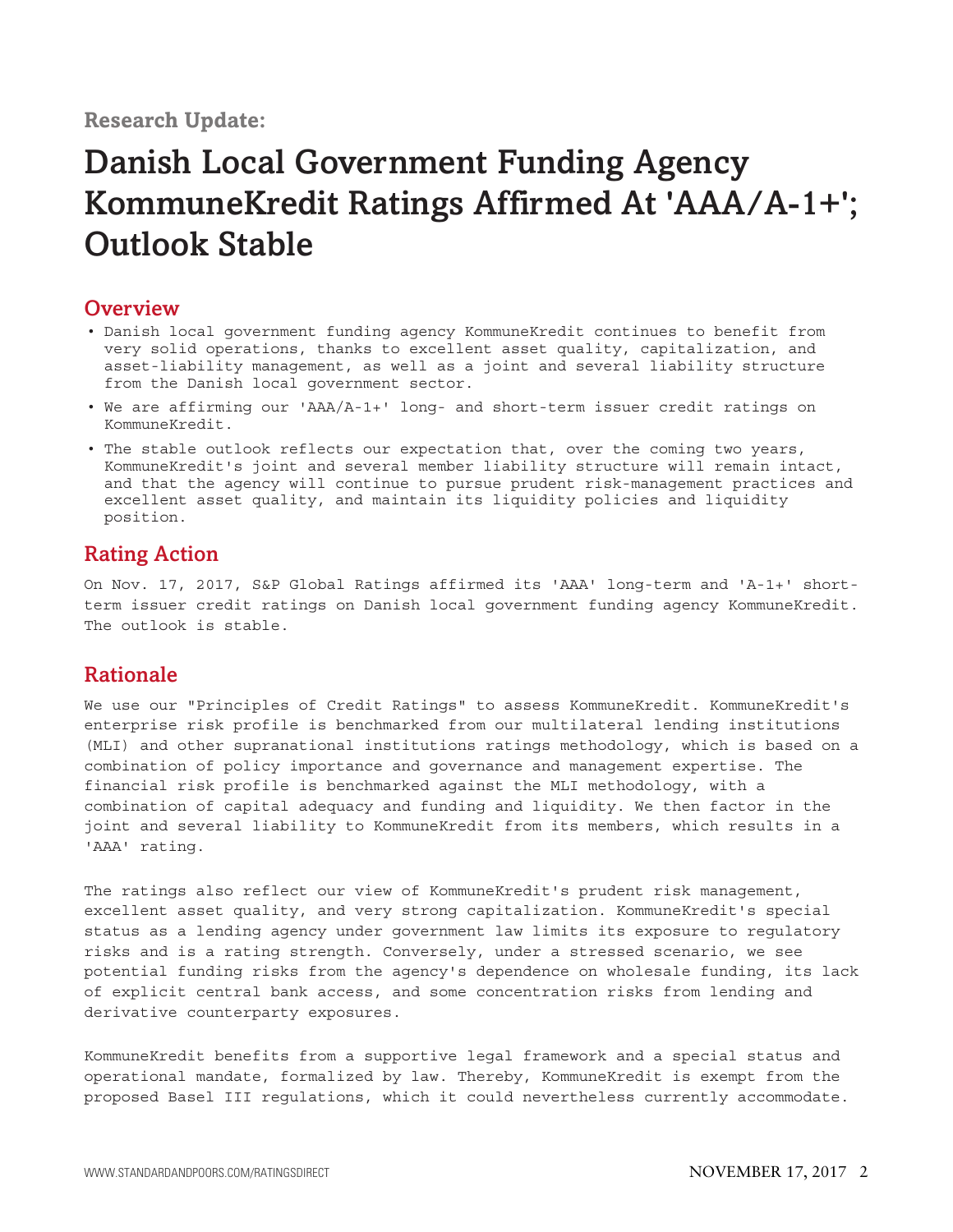**Research Update:**

# Danish Local Government Funding Agency KommuneKredit Ratings Affirmed At 'AAA/A-1+'; Outlook Stable

## Overview

- Danish local government funding agency KommuneKredit continues to benefit from very solid operations, thanks to excellent asset quality, capitalization, and asset-liability management, as well as a joint and several liability structure from the Danish local government sector.
- We are affirming our 'AAA/A-1+' long- and short-term issuer credit ratings on KommuneKredit.
- The stable outlook reflects our expectation that, over the coming two years, KommuneKredit's joint and several member liability structure will remain intact, and that the agency will continue to pursue prudent risk-management practices and excellent asset quality, and maintain its liquidity policies and liquidity position.

## Rating Action

On Nov. 17, 2017, S&P Global Ratings affirmed its 'AAA' long-term and 'A-1+' short-term issuer credit ratings on Danish local government funding agency KommuneKredit. The outlook is stable.

## Rationale

We use our "Principles of Credit Ratings" to assess KommuneKredit. KommuneKredit's enterprise risk profile is benchmarked from our multilateral lending institutions (MLI) and other supranational institutions ratings methodology, which is based on a combination of policy importance and governance and management expertise. The financial risk profile is benchmarked against the MLI methodology, with a combination of capital adequacy and funding and liquidity. We then factor in the joint and several liability to KommuneKredit from its members, which results in a 'AAA' rating.

The ratings also reflect our view of KommuneKredit's prudent risk management, excellent asset quality, and very strong capitalization. KommuneKredit's special status as a lending agency under government law limits its exposure to regulatory risks and is a rating strength. Conversely, under a stressed scenario, we see potential funding risks from the agency's dependence on wholesale funding, its lack of explicit central bank access, and some concentration risks from lending and derivative counterparty exposures.

KommuneKredit benefits from a supportive legal framework and a special status and operational mandate, formalized by law. Thereby, KommuneKredit is exempt from the proposed Basel III regulations, which it could nevertheless currently accommodate.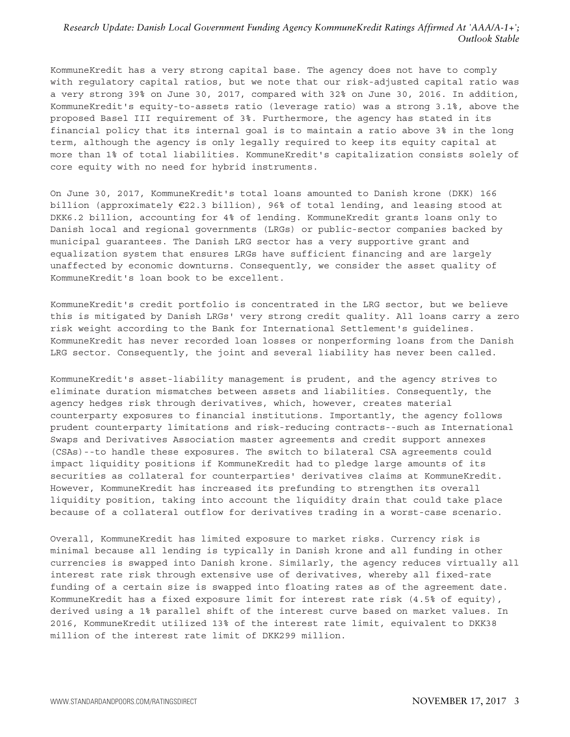KommuneKredit has a very strong capital base. The agency does not have to comply with regulatory capital ratios, but we note that our risk-adjusted capital ratio was a very strong 39% on June 30, 2017, compared with 32% on June 30, 2016. In addition, KommuneKredit's equity-to-assets ratio (leverage ratio) was a strong 3.1%, above the proposed Basel III requirement of 3%. Furthermore, the agency has stated in its financial policy that its internal goal is to maintain a ratio above 3% in the long term, although the agency is only legally required to keep its equity capital at more than 1% of total liabilities. KommuneKredit's capitalization consists solely of core equity with no need for hybrid instruments.

On June 30, 2017, KommuneKredit's total loans amounted to Danish krone (DKK) 166 billion (approximately €22.3 billion), 96% of total lending, and leasing stood at DKK6.2 billion, accounting for 4% of lending. KommuneKredit grants loans only to Danish local and regional governments (LRGs) or public-sector companies backed by municipal guarantees. The Danish LRG sector has a very supportive grant and equalization system that ensures LRGs have sufficient financing and are largely unaffected by economic downturns. Consequently, we consider the asset quality of KommuneKredit's loan book to be excellent.

KommuneKredit's credit portfolio is concentrated in the LRG sector, but we believe this is mitigated by Danish LRGs' very strong credit quality. All loans carry a zero risk weight according to the Bank for International Settlement's guidelines. KommuneKredit has never recorded loan losses or nonperforming loans from the Danish LRG sector. Consequently, the joint and several liability has never been called.

KommuneKredit's asset-liability management is prudent, and the agency strives to eliminate duration mismatches between assets and liabilities. Consequently, the agency hedges risk through derivatives, which, however, creates material counterparty exposures to financial institutions. Importantly, the agency follows prudent counterparty limitations and risk-reducing contracts--such as International Swaps and Derivatives Association master agreements and credit support annexes (CSAs)--to handle these exposures. The switch to bilateral CSA agreements could impact liquidity positions if KommuneKredit had to pledge large amounts of its securities as collateral for counterparties' derivatives claims at KommuneKredit. However, KommuneKredit has increased its prefunding to strengthen its overall liquidity position, taking into account the liquidity drain that could take place because of a collateral outflow for derivatives trading in a worst-case scenario.

Overall, KommuneKredit has limited exposure to market risks. Currency risk is minimal because all lending is typically in Danish krone and all funding in other currencies is swapped into Danish krone. Similarly, the agency reduces virtually all interest rate risk through extensive use of derivatives, whereby all fixed-rate funding of a certain size is swapped into floating rates as of the agreement date. KommuneKredit has a fixed exposure limit for interest rate risk (4.5% of equity), derived using a 1% parallel shift of the interest curve based on market values. In 2016, KommuneKredit utilized 13% of the interest rate limit, equivalent to DKK38 million of the interest rate limit of DKK299 million.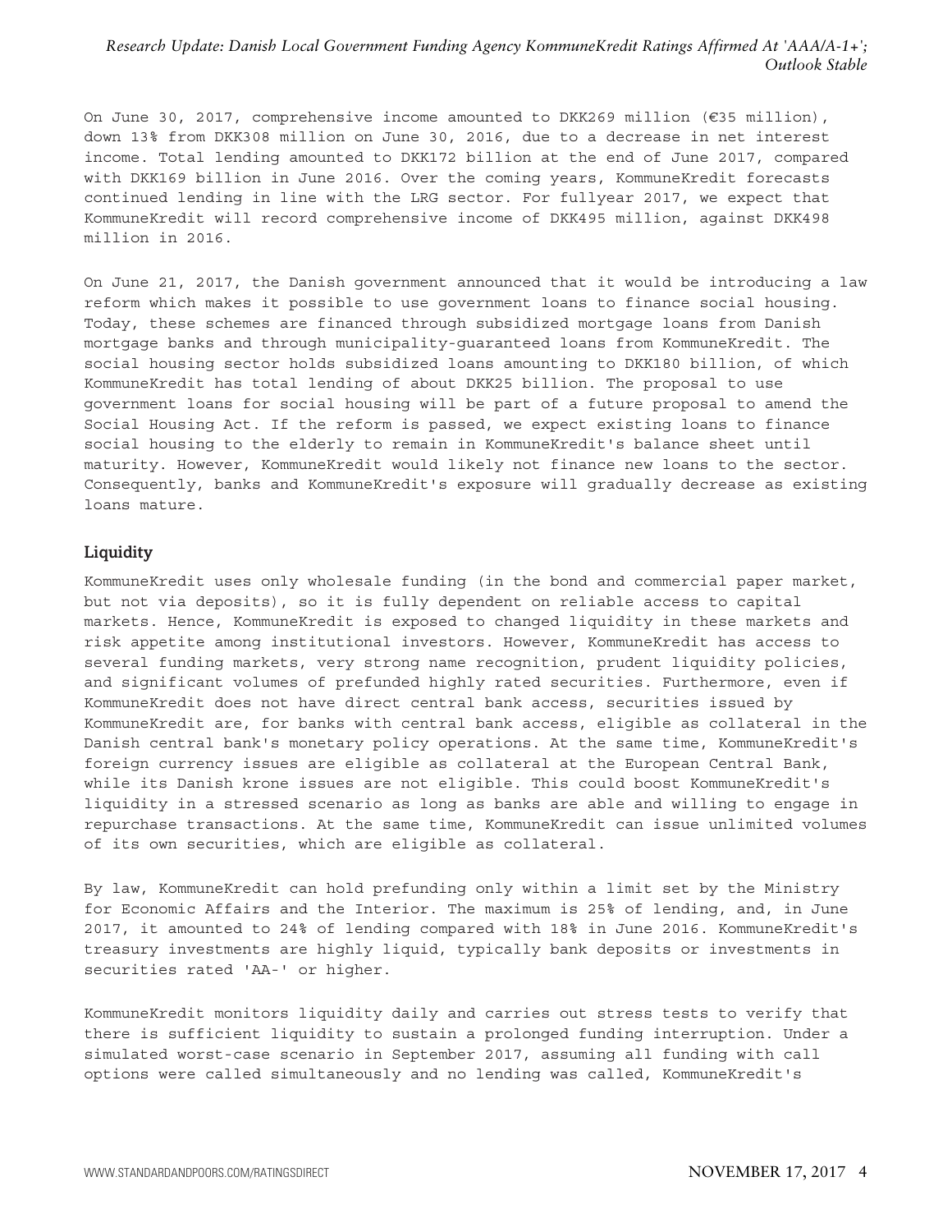On June 30, 2017, comprehensive income amounted to DKK269 million (€35 million), down 13% from DKK308 million on June 30, 2016, due to a decrease in net interest income. Total lending amounted to DKK172 billion at the end of June 2017, compared with DKK169 billion in June 2016. Over the coming years, KommuneKredit forecasts continued lending in line with the LRG sector. For fullyear 2017, we expect that KommuneKredit will record comprehensive income of DKK495 million, against DKK498 million in 2016.

On June 21, 2017, the Danish government announced that it would be introducing a law reform which makes it possible to use government loans to finance social housing. Today, these schemes are financed through subsidized mortgage loans from Danish mortgage banks and through municipality-guaranteed loans from KommuneKredit. The social housing sector holds subsidized loans amounting to DKK180 billion, of which KommuneKredit has total lending of about DKK25 billion. The proposal to use government loans for social housing will be part of a future proposal to amend the Social Housing Act. If the reform is passed, we expect existing loans to finance social housing to the elderly to remain in KommuneKredit's balance sheet until maturity. However, KommuneKredit would likely not finance new loans to the sector. Consequently, banks and KommuneKredit's exposure will gradually decrease as existing loans mature.

## Liquidity

KommuneKredit uses only wholesale funding (in the bond and commercial paper market, but not via deposits), so it is fully dependent on reliable access to capital markets. Hence, KommuneKredit is exposed to changed liquidity in these markets and risk appetite among institutional investors. However, KommuneKredit has access to several funding markets, very strong name recognition, prudent liquidity policies, and significant volumes of prefunded highly rated securities. Furthermore, even if KommuneKredit does not have direct central bank access, securities issued by KommuneKredit are, for banks with central bank access, eligible as collateral in the Danish central bank's monetary policy operations. At the same time, KommuneKredit's foreign currency issues are eligible as collateral at the European Central Bank, while its Danish krone issues are not eligible. This could boost KommuneKredit's liquidity in a stressed scenario as long as banks are able and willing to engage in repurchase transactions. At the same time, KommuneKredit can issue unlimited volumes of its own securities, which are eligible as collateral.

By law, KommuneKredit can hold prefunding only within a limit set by the Ministry for Economic Affairs and the Interior. The maximum is 25% of lending, and, in June 2017, it amounted to 24% of lending compared with 18% in June 2016. KommuneKredit's treasury investments are highly liquid, typically bank deposits or investments in securities rated 'AA-' or higher.

KommuneKredit monitors liquidity daily and carries out stress tests to verify that there is sufficient liquidity to sustain a prolonged funding interruption. Under a simulated worst-case scenario in September 2017, assuming all funding with call options were called simultaneously and no lending was called, KommuneKredit's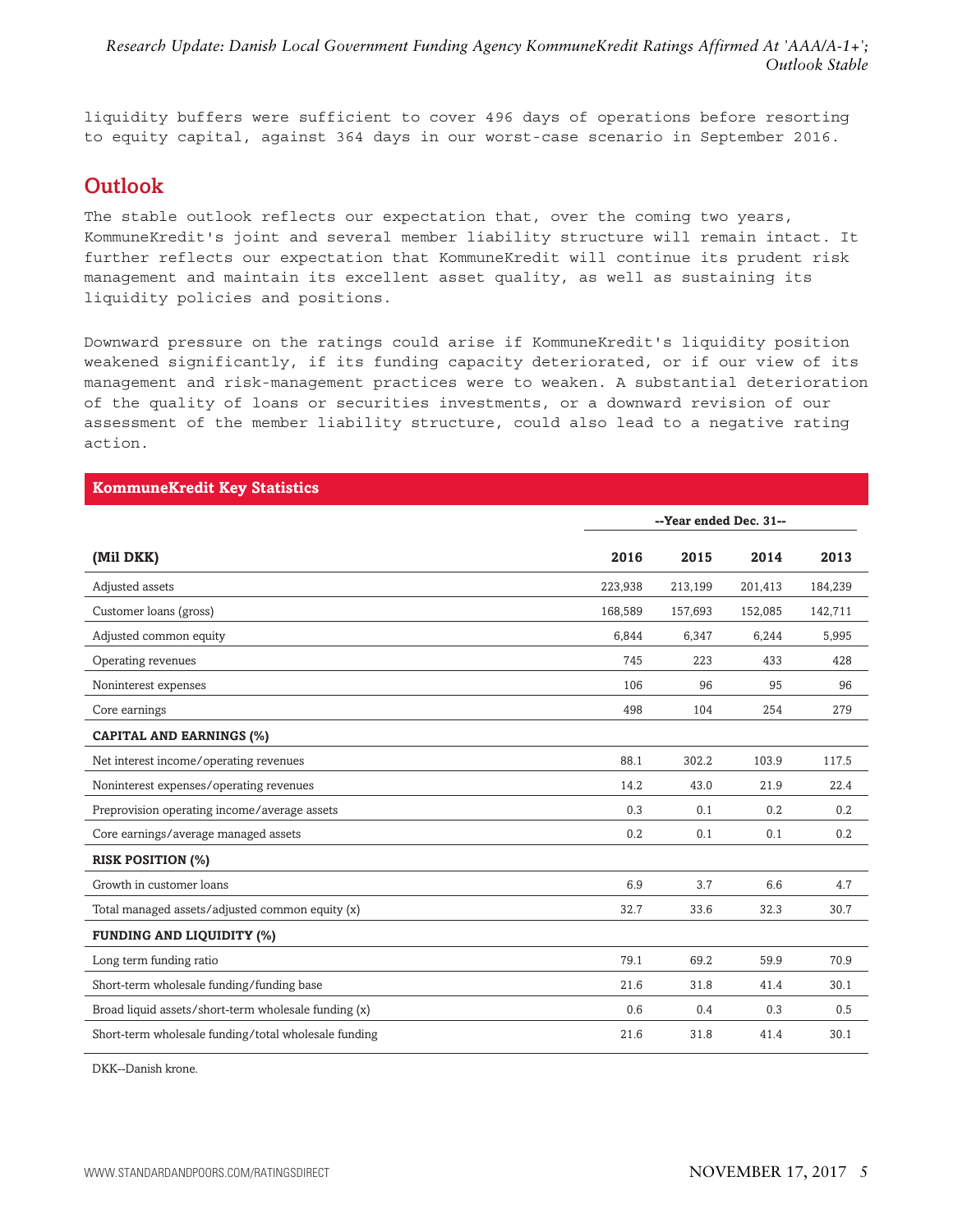liquidity buffers were sufficient to cover 496 days of operations before resorting to equity capital, against 364 days in our worst-case scenario in September 2016.

## Outlook

The stable outlook reflects our expectation that, over the coming two years, KommuneKredit's joint and several member liability structure will remain intact. It further reflects our expectation that KommuneKredit will continue its prudent risk management and maintain its excellent asset quality, as well as sustaining its liquidity policies and positions.

Downward pressure on the ratings could arise if KommuneKredit's liquidity position weakened significantly, if its funding capacity deteriorated, or if our view of its management and risk-management practices were to weaken. A substantial deterioration of the quality of loans or securities investments, or a downward revision of our assessment of the member liability structure, could also lead to a negative rating action.

**KommuneKredit Key Statistics**

| | --Year ended Dec. 31-- | | | |
|---|---|---|---|---|
| **(Mil DKK)** | **2016** | **2015** | **2014** | **2013** |
| Adjusted assets | 223,938 | 213,199 | 201,413 | 184,239 |
| Customer loans (gross) | 168,589 | 157,693 | 152,085 | 142,711 |
| Adjusted common equity | 6,844 | 6,347 | 6,244 | 5,995 |
| Operating revenues | 745 | 223 | 433 | 428 |
| Noninterest expenses | 106 | 96 | 95 | 96 |
| Core earnings | 498 | 104 | 254 | 279 |
| **CAPITAL AND EARNINGS (%)** | | | | |
| Net interest income/operating revenues | 88.1 | 302.2 | 103.9 | 117.5 |
| Noninterest expenses/operating revenues | 14.2 | 43.0 | 21.9 | 22.4 |
| Preprovision operating income/average assets | 0.3 | 0.1 | 0.2 | 0.2 |
| Core earnings/average managed assets | 0.2 | 0.1 | 0.1 | 0.2 |
| **RISK POSITION (%)** | | | | |
| Growth in customer loans | 6.9 | 3.7 | 6.6 | 4.7 |
| Total managed assets/adjusted common equity (x) | 32.7 | 33.6 | 32.3 | 30.7 |
| **FUNDING AND LIQUIDITY (%)** | | | | |
| Long term funding ratio | 79.1 | 69.2 | 59.9 | 70.9 |
| Short-term wholesale funding/funding base | 21.6 | 31.8 | 41.4 | 30.1 |
| Broad liquid assets/short-term wholesale funding (x) | 0.6 | 0.4 | 0.3 | 0.5 |
| Short-term wholesale funding/total wholesale funding | 21.6 | 31.8 | 41.4 | 30.1 |

DKK--Danish krone.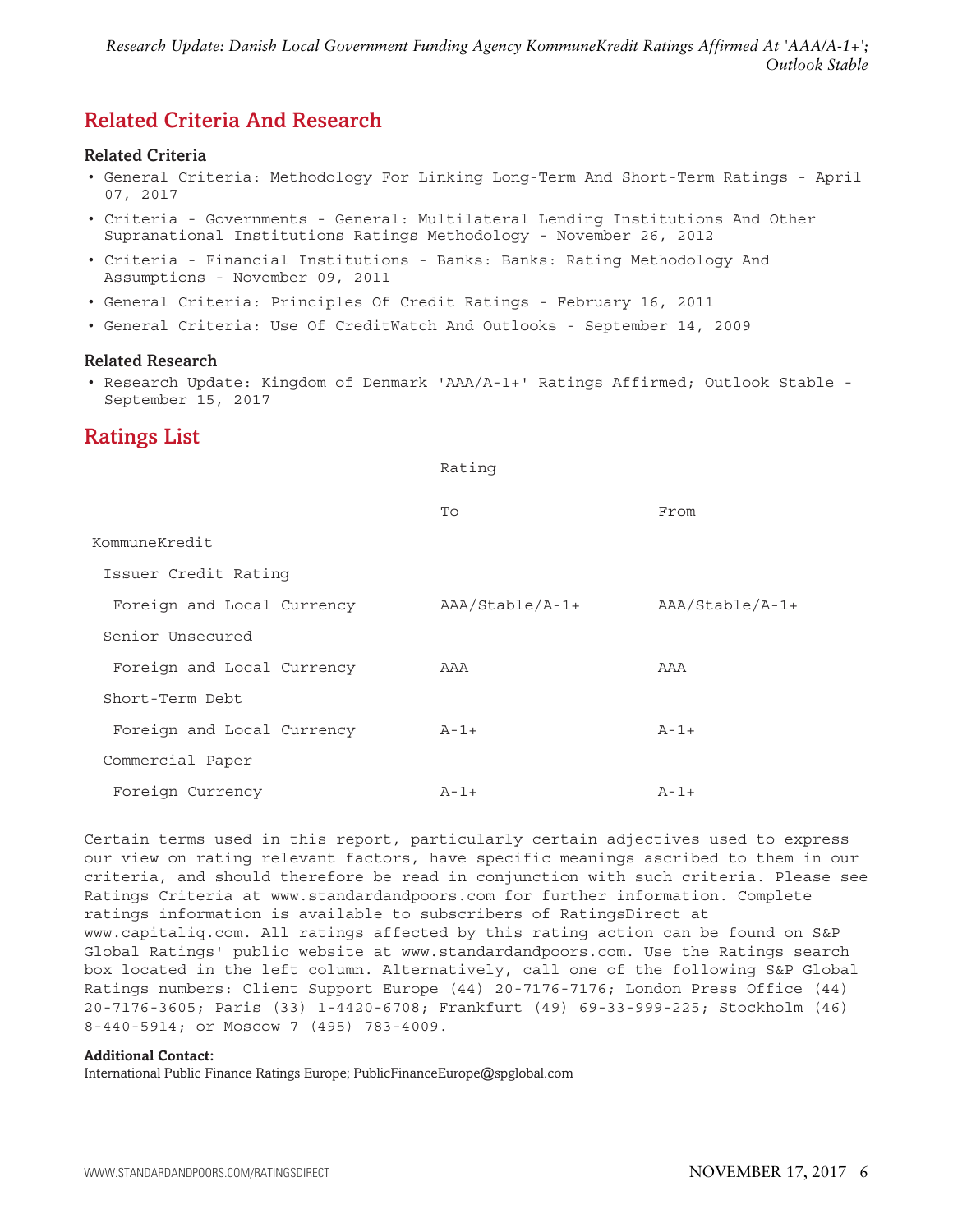## Related Criteria And Research

### Related Criteria

- General Criteria: Methodology For Linking Long-Term And Short-Term Ratings - April 07, 2017
- Criteria - Governments - General: Multilateral Lending Institutions And Other Supranational Institutions Ratings Methodology - November 26, 2012
- Criteria - Financial Institutions - Banks: Banks: Rating Methodology And Assumptions - November 09, 2011
- General Criteria: Principles Of Credit Ratings - February 16, 2011
- General Criteria: Use Of CreditWatch And Outlooks - September 14, 2009

### Related Research

- Research Update: Kingdom of Denmark 'AAA/A-1+' Ratings Affirmed; Outlook Stable - September 15, 2017

## Ratings List

| | Rating | |
|---|---|---|
| | To | From |
| KommuneKredit | | |
| Issuer Credit Rating | | |
| Foreign and Local Currency | AAA/Stable/A-1+ | AAA/Stable/A-1+ |
| Senior Unsecured | | |
| Foreign and Local Currency | AAA | AAA |
| Short-Term Debt | | |
| Foreign and Local Currency | A-1+ | A-1+ |
| Commercial Paper | | |
| Foreign Currency | A-1+ | A-1+ |

Certain terms used in this report, particularly certain adjectives used to express our view on rating relevant factors, have specific meanings ascribed to them in our criteria, and should therefore be read in conjunction with such criteria. Please see Ratings Criteria at www.standardandpoors.com for further information. Complete ratings information is available to subscribers of RatingsDirect at www.capitaliq.com. All ratings affected by this rating action can be found on S&P Global Ratings' public website at www.standardandpoors.com. Use the Ratings search box located in the left column. Alternatively, call one of the following S&P Global Ratings numbers: Client Support Europe (44) 20-7176-7176; London Press Office (44) 20-7176-3605; Paris (33) 1-4420-6708; Frankfurt (49) 69-33-999-225; Stockholm (46) 8-440-5914; or Moscow 7 (495) 783-4009.

**Additional Contact:**
International Public Finance Ratings Europe; PublicFinanceEurope@spglobal.com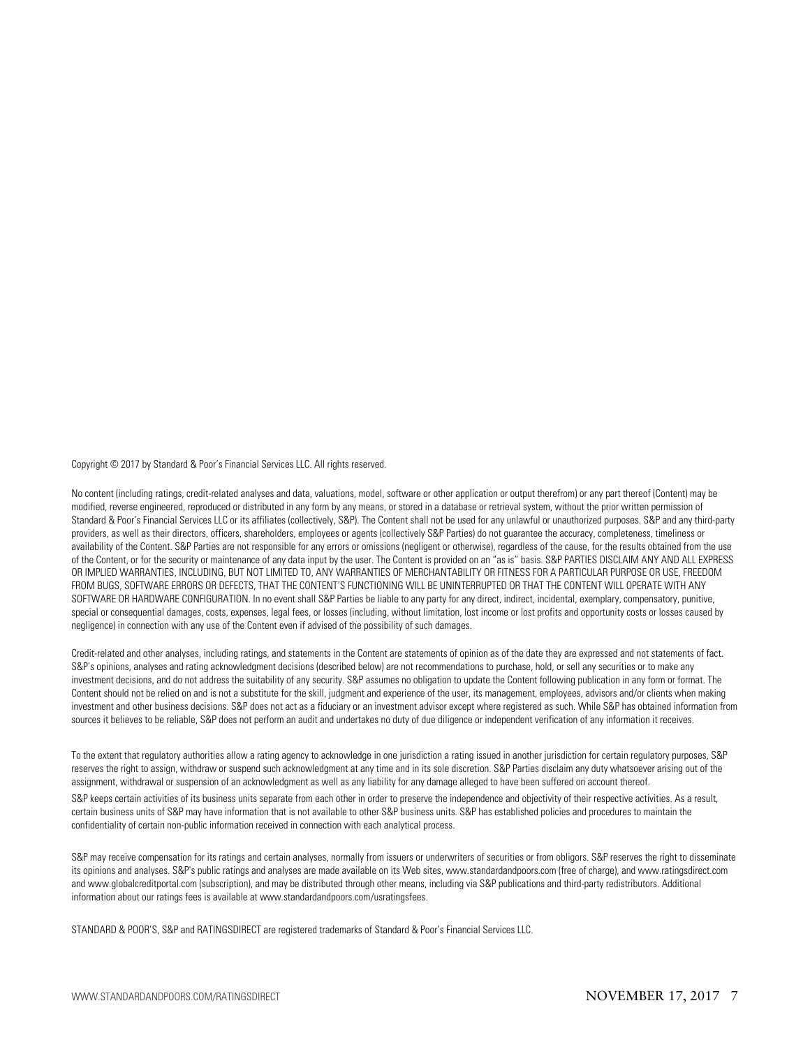Copyright © 2017 by Standard & Poor's Financial Services LLC. All rights reserved.

No content (including ratings, credit-related analyses and data, valuations, model, software or other application or output therefrom) or any part thereof (Content) may be modified, reverse engineered, reproduced or distributed in any form by any means, or stored in a database or retrieval system, without the prior written permission of Standard & Poor's Financial Services LLC or its affiliates (collectively, S&P). The Content shall not be used for any unlawful or unauthorized purposes. S&P and any third-party providers, as well as their directors, officers, shareholders, employees or agents (collectively S&P Parties) do not guarantee the accuracy, completeness, timeliness or availability of the Content. S&P Parties are not responsible for any errors or omissions (negligent or otherwise), regardless of the cause, for the results obtained from the use of the Content, or for the security or maintenance of any data input by the user. The Content is provided on an "as is" basis. S&P PARTIES DISCLAIM ANY AND ALL EXPRESS OR IMPLIED WARRANTIES, INCLUDING, BUT NOT LIMITED TO, ANY WARRANTIES OF MERCHANTABILITY OR FITNESS FOR A PARTICULAR PURPOSE OR USE, FREEDOM FROM BUGS, SOFTWARE ERRORS OR DEFECTS, THAT THE CONTENT'S FUNCTIONING WILL BE UNINTERRUPTED OR THAT THE CONTENT WILL OPERATE WITH ANY SOFTWARE OR HARDWARE CONFIGURATION. In no event shall S&P Parties be liable to any party for any direct, indirect, incidental, exemplary, compensatory, punitive, special or consequential damages, costs, expenses, legal fees, or losses (including, without limitation, lost income or lost profits and opportunity costs or losses caused by negligence) in connection with any use of the Content even if advised of the possibility of such damages.

Credit-related and other analyses, including ratings, and statements in the Content are statements of opinion as of the date they are expressed and not statements of fact. S&P's opinions, analyses and rating acknowledgment decisions (described below) are not recommendations to purchase, hold, or sell any securities or to make any investment decisions, and do not address the suitability of any security. S&P assumes no obligation to update the Content following publication in any form or format. The Content should not be relied on and is not a substitute for the skill, judgment and experience of the user, its management, employees, advisors and/or clients when making investment and other business decisions. S&P does not act as a fiduciary or an investment advisor except where registered as such. While S&P has obtained information from sources it believes to be reliable, S&P does not perform an audit and undertakes no duty of due diligence or independent verification of any information it receives.

To the extent that regulatory authorities allow a rating agency to acknowledge in one jurisdiction a rating issued in another jurisdiction for certain regulatory purposes, S&P reserves the right to assign, withdraw or suspend such acknowledgment at any time and in its sole discretion. S&P Parties disclaim any duty whatsoever arising out of the assignment, withdrawal or suspension of an acknowledgment as well as any liability for any damage alleged to have been suffered on account thereof.

S&P keeps certain activities of its business units separate from each other in order to preserve the independence and objectivity of their respective activities. As a result, certain business units of S&P may have information that is not available to other S&P business units. S&P has established policies and procedures to maintain the confidentiality of certain non-public information received in connection with each analytical process.

S&P may receive compensation for its ratings and certain analyses, normally from issuers or underwriters of securities or from obligors. S&P reserves the right to disseminate its opinions and analyses. S&P's public ratings and analyses are made available on its Web sites, www.standardandpoors.com (free of charge), and www.ratingsdirect.com and www.globalcreditportal.com (subscription), and may be distributed through other means, including via S&P publications and third-party redistributors. Additional information about our ratings fees is available at www.standardandpoors.com/usratingsfees.

STANDARD & POOR'S, S&P and RATINGSDIRECT are registered trademarks of Standard & Poor's Financial Services LLC.